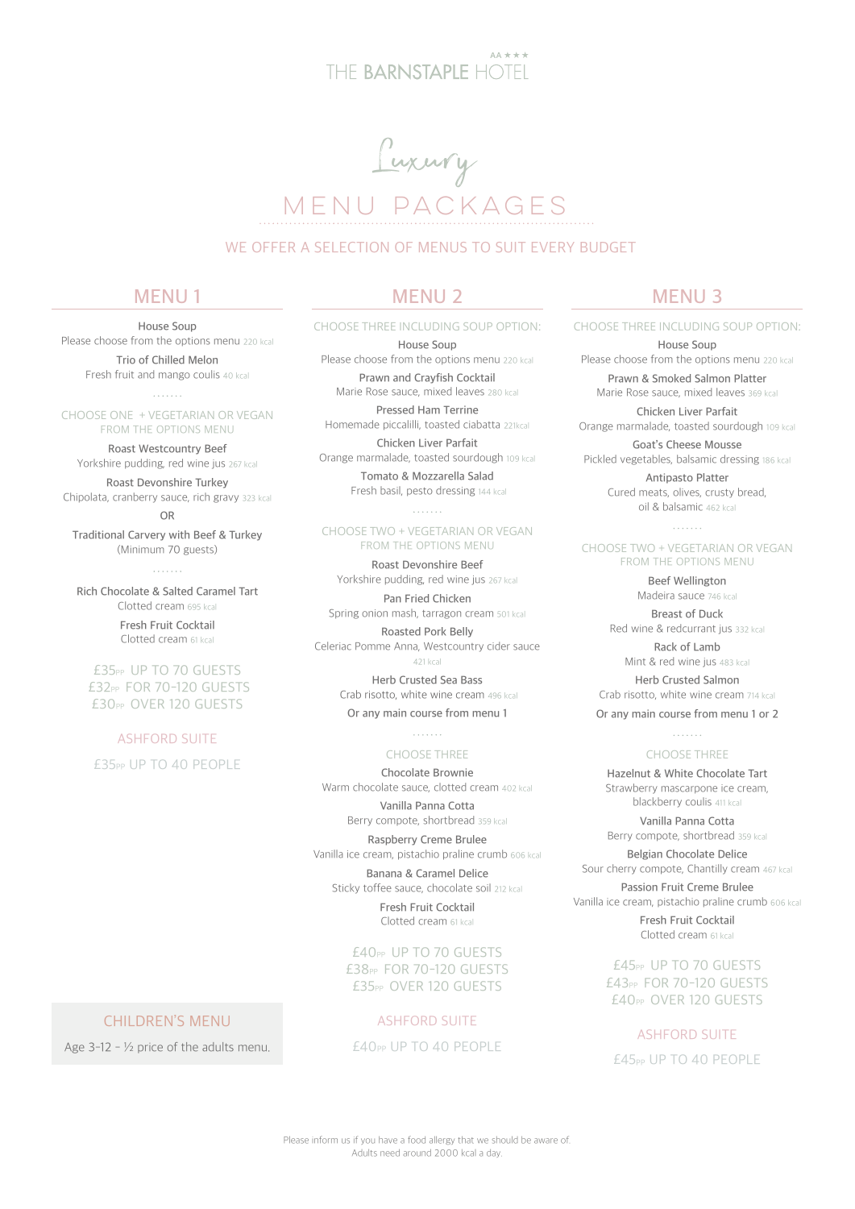AA ★★★

# THE BARNSTAPLE HOTEL

# Luxury MENU PACKAGES

WE OFFER A SELECTION OF MENUS TO SUIT EVERY BUDGET

## MENU 1

House Soup
Please choose from the options menu 220 kcal

Trio of Chilled Melon
Fresh fruit and mango coulis 40 kcal

.......

CHOOSE ONE + VEGETARIAN OR VEGAN FROM THE OPTIONS MENU

Roast Westcountry Beef
Yorkshire pudding, red wine jus 267 kcal

Roast Devonshire Turkey
Chipolata, cranberry sauce, rich gravy 323 kcal

OR

Traditional Carvery with Beef & Turkey
(Minimum 70 guests)

.......

Rich Chocolate & Salted Caramel Tart
Clotted cream 695 kcal

Fresh Fruit Cocktail
Clotted cream 61 kcal

£35PP UP TO 70 GUESTS
£32PP FOR 70-120 GUESTS
£30PP OVER 120 GUESTS

### ASHFORD SUITE

£35PP UP TO 40 PEOPLE

### CHILDREN'S MENU

Age 3-12 - ½ price of the adults menu.

## MENU 2

CHOOSE THREE INCLUDING SOUP OPTION:

House Soup
Please choose from the options menu 220 kcal

Prawn and Crayfish Cocktail
Marie Rose sauce, mixed leaves 280 kcal

Pressed Ham Terrine
Homemade piccalilli, toasted ciabatta 221kcal

Chicken Liver Parfait
Orange marmalade, toasted sourdough 109 kcal

Tomato & Mozzarella Salad
Fresh basil, pesto dressing 144 kcal

.......

CHOOSE TWO + VEGETARIAN OR VEGAN FROM THE OPTIONS MENU

Roast Devonshire Beef
Yorkshire pudding, red wine jus 267 kcal

Pan Fried Chicken
Spring onion mash, tarragon cream 501 kcal

Roasted Pork Belly
Celeriac Pomme Anna, Westcountry cider sauce 421 kcal

Herb Crusted Sea Bass
Crab risotto, white wine cream 496 kcal

Or any main course from menu 1

.......

CHOOSE THREE

Chocolate Brownie
Warm chocolate sauce, clotted cream 402 kcal

Vanilla Panna Cotta
Berry compote, shortbread 359 kcal

Raspberry Creme Brulee
Vanilla ice cream, pistachio praline crumb 606 kcal

Banana & Caramel Delice
Sticky toffee sauce, chocolate soil 212 kcal

Fresh Fruit Cocktail
Clotted cream 61 kcal

£40PP UP TO 70 GUESTS
£38PP FOR 70-120 GUESTS
£35PP OVER 120 GUESTS

### ASHFORD SUITE

£40PP UP TO 40 PEOPLE

## MENU 3

CHOOSE THREE INCLUDING SOUP OPTION:

House Soup
Please choose from the options menu 220 kcal

Prawn & Smoked Salmon Platter
Marie Rose sauce, mixed leaves 369 kcal

Chicken Liver Parfait
Orange marmalade, toasted sourdough 109 kcal

Goat's Cheese Mousse
Pickled vegetables, balsamic dressing 186 kcal

Antipasto Platter
Cured meats, olives, crusty bread, oil & balsamic 462 kcal

.......

CHOOSE TWO + VEGETARIAN OR VEGAN FROM THE OPTIONS MENU

Beef Wellington
Madeira sauce 746 kcal

Breast of Duck
Red wine & redcurrant jus 332 kcal

Rack of Lamb
Mint & red wine jus 483 kcal

Herb Crusted Salmon
Crab risotto, white wine cream 714 kcal

Or any main course from menu 1 or 2

.......

CHOOSE THREE

Hazelnut & White Chocolate Tart
Strawberry mascarpone ice cream, blackberry coulis 411 kcal

Vanilla Panna Cotta
Berry compote, shortbread 359 kcal

Belgian Chocolate Delice
Sour cherry compote, Chantilly cream 467 kcal

Passion Fruit Creme Brulee
Vanilla ice cream, pistachio praline crumb 606 kcal

Fresh Fruit Cocktail
Clotted cream 61 kcal

£45PP UP TO 70 GUESTS
£43PP FOR 70-120 GUESTS
£40PP OVER 120 GUESTS

### ASHFORD SUITE

£45PP UP TO 40 PEOPLE

Please inform us if you have a food allergy that we should be aware of.
Adults need around 2000 kcal a day.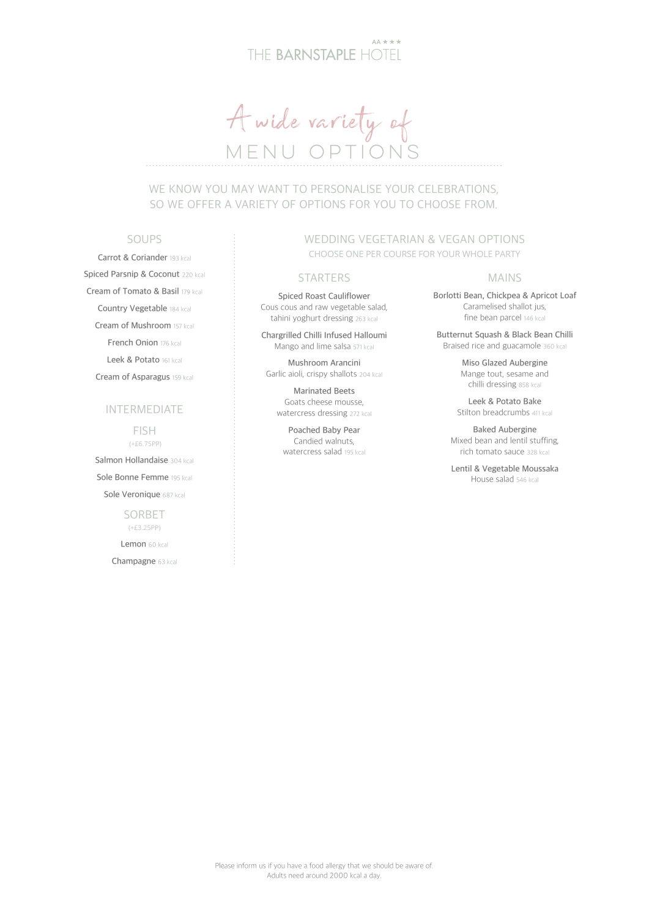# THE BARNSTAPLE HOTEL

AA ★★★

## A wide variety of MENU OPTIONS

WE KNOW YOU MAY WANT TO PERSONALISE YOUR CELEBRATIONS, SO WE OFFER A VARIETY OF OPTIONS FOR YOU TO CHOOSE FROM.

### SOUPS

Carrot & Coriander 193 kcal

Spiced Parsnip & Coconut 220 kcal

Cream of Tomato & Basil 179 kcal

Country Vegetable 184 kcal

Cream of Mushroom 157 kcal

French Onion 176 kcal

Leek & Potato 161 kcal

Cream of Asparagus 159 kcal

### INTERMEDIATE

#### FISH

(+£6.75PP)

Salmon Hollandaise 304 kcal

Sole Bonne Femme 195 kcal

Sole Veronique 687 kcal

#### SORBET

(+£3.25PP)

Lemon 60 kcal

Champagne 63 kcal

### WEDDING VEGETARIAN & VEGAN OPTIONS

CHOOSE ONE PER COURSE FOR YOUR WHOLE PARTY

#### STARTERS

**Spiced Roast Cauliflower**
Cous cous and raw vegetable salad, tahini yoghurt dressing 263 kcal

**Chargrilled Chilli Infused Halloumi**
Mango and lime salsa 571 kcal

**Mushroom Arancini**
Garlic aioli, crispy shallots 204 kcal

**Marinated Beets**
Goats cheese mousse, watercress dressing 272 kcal

**Poached Baby Pear**
Candied walnuts, watercress salad 195 kcal

#### MAINS

**Borlotti Bean, Chickpea & Apricot Loaf**
Caramelised shallot jus, fine bean parcel 146 kcal

**Butternut Squash & Black Bean Chilli**
Braised rice and guacamole 360 kcal

**Miso Glazed Aubergine**
Mange tout, sesame and chilli dressing 858 kcal

**Leek & Potato Bake**
Stilton breadcrumbs 411 kcal

**Baked Aubergine**
Mixed bean and lentil stuffing, rich tomato sauce 328 kcal

**Lentil & Vegetable Moussaka**
House salad 546 kcal

Please inform us if you have a food allergy that we should be aware of.
Adults need around 2000 kcal a day.